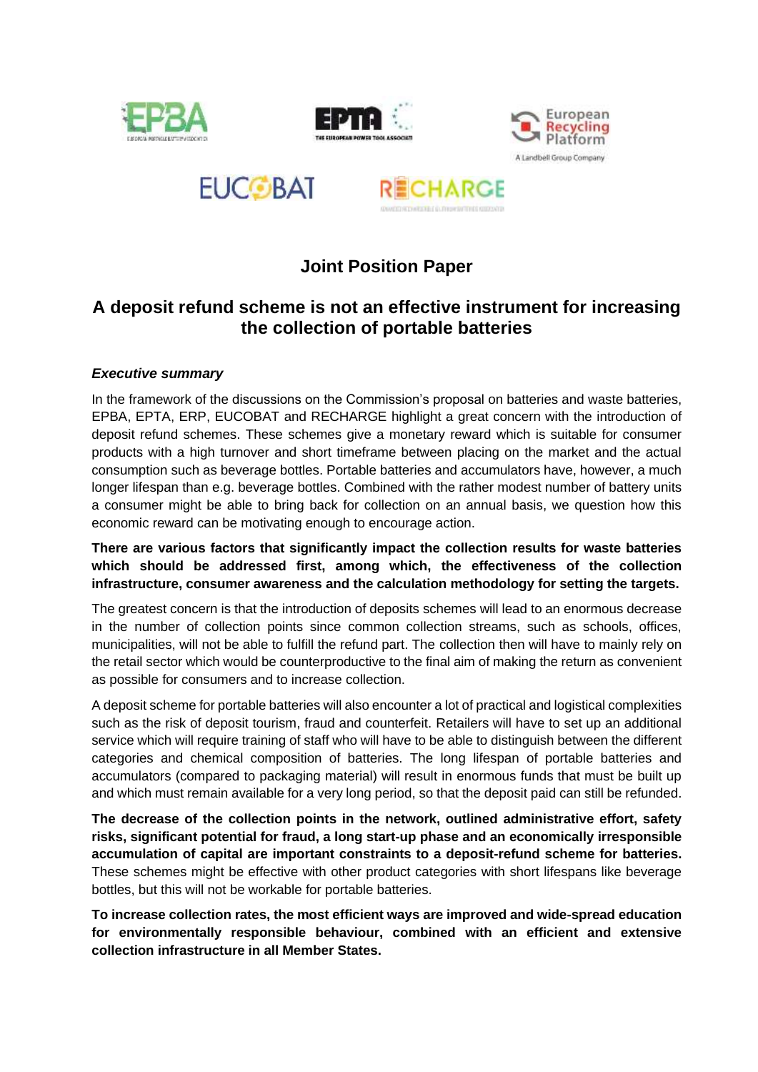# Joint Position Paper

## A deposit refund scheme is not an effective instrument for increasing the collection of portable batteries

### *Executive summary*

In the framework of the discussions on the Commission's proposal on batteries and waste batteries, EPBA, EPTA, ERP, EUCOBAT and RECHARGE highlight a great concern with the introduction of deposit refund schemes. These schemes give a monetary reward which is suitable for consumer products with a high turnover and short timeframe between placing on the market and the actual consumption such as beverage bottles. Portable batteries and accumulators have, however, a much longer lifespan than e.g. beverage bottles. Combined with the rather modest number of battery units a consumer might be able to bring back for collection on an annual basis, we question how this economic reward can be motivating enough to encourage action.

**There are various factors that significantly impact the collection results for waste batteries which should be addressed first, among which, the effectiveness of the collection infrastructure, consumer awareness and the calculation methodology for setting the targets.**

The greatest concern is that the introduction of deposits schemes will lead to an enormous decrease in the number of collection points since common collection streams, such as schools, offices, municipalities, will not be able to fulfill the refund part. The collection then will have to mainly rely on the retail sector which would be counterproductive to the final aim of making the return as convenient as possible for consumers and to increase collection.

A deposit scheme for portable batteries will also encounter a lot of practical and logistical complexities such as the risk of deposit tourism, fraud and counterfeit. Retailers will have to set up an additional service which will require training of staff who will have to be able to distinguish between the different categories and chemical composition of batteries. The long lifespan of portable batteries and accumulators (compared to packaging material) will result in enormous funds that must be built up and which must remain available for a very long period, so that the deposit paid can still be refunded.

**The decrease of the collection points in the network, outlined administrative effort, safety risks, significant potential for fraud, a long start-up phase and an economically irresponsible accumulation of capital are important constraints to a deposit-refund scheme for batteries.** These schemes might be effective with other product categories with short lifespans like beverage bottles, but this will not be workable for portable batteries.

**To increase collection rates, the most efficient ways are improved and wide-spread education for environmentally responsible behaviour, combined with an efficient and extensive collection infrastructure in all Member States.**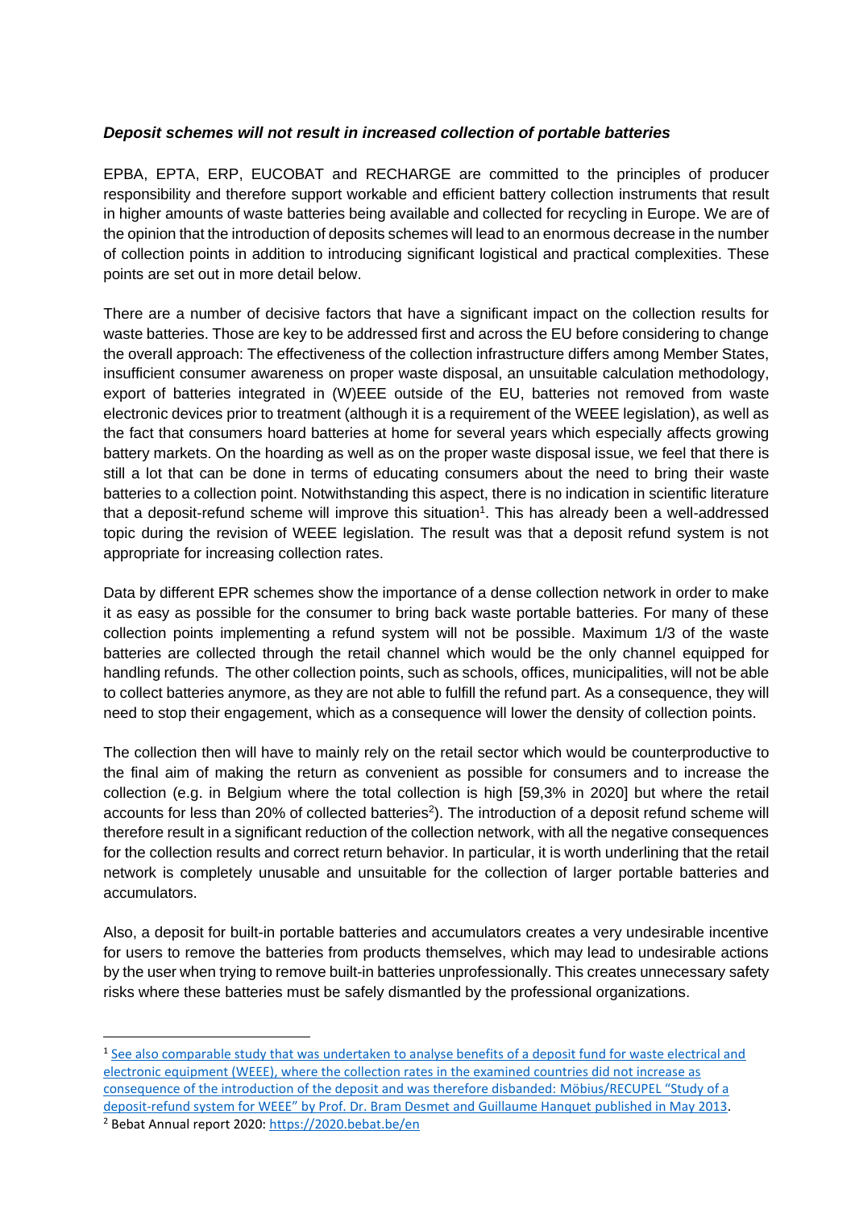***Deposit schemes will not result in increased collection of portable batteries***

EPBA, EPTA, ERP, EUCOBAT and RECHARGE are committed to the principles of producer responsibility and therefore support workable and efficient battery collection instruments that result in higher amounts of waste batteries being available and collected for recycling in Europe. We are of the opinion that the introduction of deposits schemes will lead to an enormous decrease in the number of collection points in addition to introducing significant logistical and practical complexities. These points are set out in more detail below.

There are a number of decisive factors that have a significant impact on the collection results for waste batteries. Those are key to be addressed first and across the EU before considering to change the overall approach: The effectiveness of the collection infrastructure differs among Member States, insufficient consumer awareness on proper waste disposal, an unsuitable calculation methodology, export of batteries integrated in (W)EEE outside of the EU, batteries not removed from waste electronic devices prior to treatment (although it is a requirement of the WEEE legislation), as well as the fact that consumers hoard batteries at home for several years which especially affects growing battery markets. On the hoarding as well as on the proper waste disposal issue, we feel that there is still a lot that can be done in terms of educating consumers about the need to bring their waste batteries to a collection point. Notwithstanding this aspect, there is no indication in scientific literature that a deposit-refund scheme will improve this situation[1]. This has already been a well-addressed topic during the revision of WEEE legislation. The result was that a deposit refund system is not appropriate for increasing collection rates.

Data by different EPR schemes show the importance of a dense collection network in order to make it as easy as possible for the consumer to bring back waste portable batteries. For many of these collection points implementing a refund system will not be possible. Maximum 1/3 of the waste batteries are collected through the retail channel which would be the only channel equipped for handling refunds. The other collection points, such as schools, offices, municipalities, will not be able to collect batteries anymore, as they are not able to fulfill the refund part. As a consequence, they will need to stop their engagement, which as a consequence will lower the density of collection points.

The collection then will have to mainly rely on the retail sector which would be counterproductive to the final aim of making the return as convenient as possible for consumers and to increase the collection (e.g. in Belgium where the total collection is high [59,3% in 2020] but where the retail accounts for less than 20% of collected batteries[2]). The introduction of a deposit refund scheme will therefore result in a significant reduction of the collection network, with all the negative consequences for the collection results and correct return behavior. In particular, it is worth underlining that the retail network is completely unusable and unsuitable for the collection of larger portable batteries and accumulators.

Also, a deposit for built-in portable batteries and accumulators creates a very undesirable incentive for users to remove the batteries from products themselves, which may lead to undesirable actions by the user when trying to remove built-in batteries unprofessionally. This creates unnecessary safety risks where these batteries must be safely dismantled by the professional organizations.

---

[1] See also comparable study that was undertaken to analyse benefits of a deposit fund for waste electrical and electronic equipment (WEEE), where the collection rates in the examined countries did not increase as consequence of the introduction of the deposit and was therefore disbanded: Möbius/RECUPEL "Study of a deposit-refund system for WEEE" by Prof. Dr. Bram Desmet and Guillaume Hanquet published in May 2013.

[2] Bebat Annual report 2020: https://2020.bebat.be/en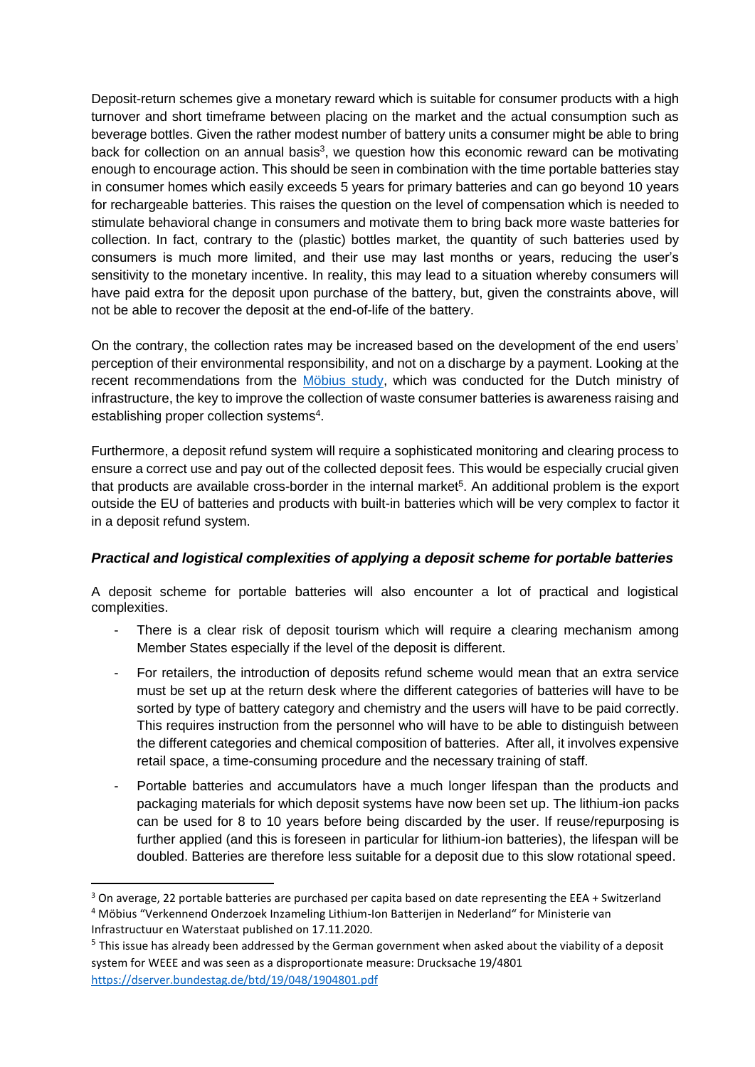Deposit-return schemes give a monetary reward which is suitable for consumer products with a high turnover and short timeframe between placing on the market and the actual consumption such as beverage bottles. Given the rather modest number of battery units a consumer might be able to bring back for collection on an annual basis[3], we question how this economic reward can be motivating enough to encourage action. This should be seen in combination with the time portable batteries stay in consumer homes which easily exceeds 5 years for primary batteries and can go beyond 10 years for rechargeable batteries. This raises the question on the level of compensation which is needed to stimulate behavioral change in consumers and motivate them to bring back more waste batteries for collection. In fact, contrary to the (plastic) bottles market, the quantity of such batteries used by consumers is much more limited, and their use may last months or years, reducing the user's sensitivity to the monetary incentive. In reality, this may lead to a situation whereby consumers will have paid extra for the deposit upon purchase of the battery, but, given the constraints above, will not be able to recover the deposit at the end-of-life of the battery.

On the contrary, the collection rates may be increased based on the development of the end users' perception of their environmental responsibility, and not on a discharge by a payment. Looking at the recent recommendations from the Möbius study, which was conducted for the Dutch ministry of infrastructure, the key to improve the collection of waste consumer batteries is awareness raising and establishing proper collection systems[4].

Furthermore, a deposit refund system will require a sophisticated monitoring and clearing process to ensure a correct use and pay out of the collected deposit fees. This would be especially crucial given that products are available cross-border in the internal market[5]. An additional problem is the export outside the EU of batteries and products with built-in batteries which will be very complex to factor it in a deposit refund system.

### *Practical and logistical complexities of applying a deposit scheme for portable batteries*

A deposit scheme for portable batteries will also encounter a lot of practical and logistical complexities.

- There is a clear risk of deposit tourism which will require a clearing mechanism among Member States especially if the level of the deposit is different.
- For retailers, the introduction of deposits refund scheme would mean that an extra service must be set up at the return desk where the different categories of batteries will have to be sorted by type of battery category and chemistry and the users will have to be paid correctly. This requires instruction from the personnel who will have to be able to distinguish between the different categories and chemical composition of batteries. After all, it involves expensive retail space, a time-consuming procedure and the necessary training of staff.
- Portable batteries and accumulators have a much longer lifespan than the products and packaging materials for which deposit systems have now been set up. The lithium-ion packs can be used for 8 to 10 years before being discarded by the user. If reuse/repurposing is further applied (and this is foreseen in particular for lithium-ion batteries), the lifespan will be doubled. Batteries are therefore less suitable for a deposit due to this slow rotational speed.

---

[3] On average, 22 portable batteries are purchased per capita based on date representing the EEA + Switzerland

[4] Möbius "Verkennend Onderzoek Inzameling Lithium-Ion Batterijen in Nederland" for Ministerie van Infrastructuur en Waterstaat published on 17.11.2020.

[5] This issue has already been addressed by the German government when asked about the viability of a deposit system for WEEE and was seen as a disproportionate measure: Drucksache 19/4801 https://dserver.bundestag.de/btd/19/048/1904801.pdf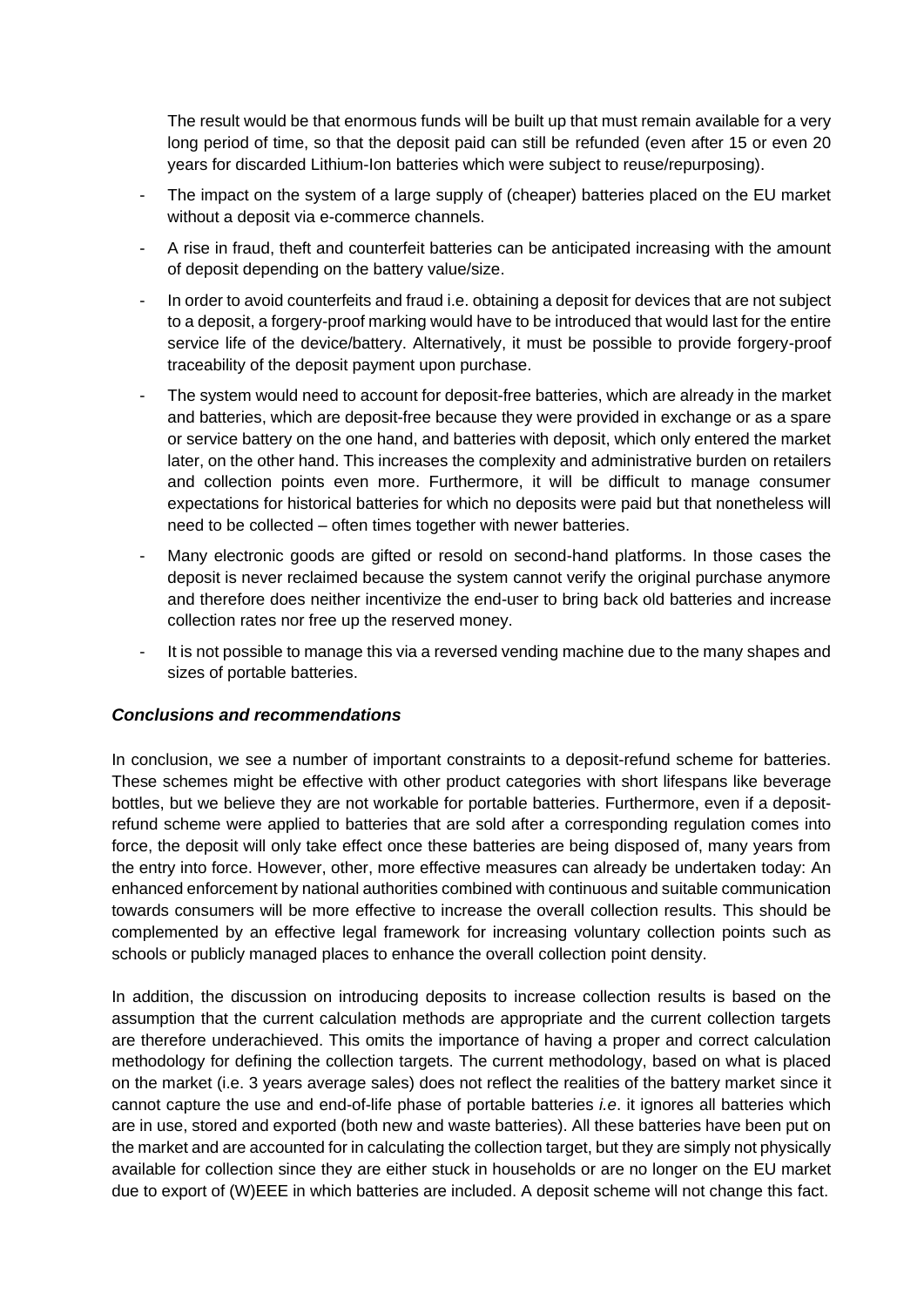The result would be that enormous funds will be built up that must remain available for a very long period of time, so that the deposit paid can still be refunded (even after 15 or even 20 years for discarded Lithium-Ion batteries which were subject to reuse/repurposing).

- The impact on the system of a large supply of (cheaper) batteries placed on the EU market without a deposit via e-commerce channels.
- A rise in fraud, theft and counterfeit batteries can be anticipated increasing with the amount of deposit depending on the battery value/size.
- In order to avoid counterfeits and fraud i.e. obtaining a deposit for devices that are not subject to a deposit, a forgery-proof marking would have to be introduced that would last for the entire service life of the device/battery. Alternatively, it must be possible to provide forgery-proof traceability of the deposit payment upon purchase.
- The system would need to account for deposit-free batteries, which are already in the market and batteries, which are deposit-free because they were provided in exchange or as a spare or service battery on the one hand, and batteries with deposit, which only entered the market later, on the other hand. This increases the complexity and administrative burden on retailers and collection points even more. Furthermore, it will be difficult to manage consumer expectations for historical batteries for which no deposits were paid but that nonetheless will need to be collected – often times together with newer batteries.
- Many electronic goods are gifted or resold on second-hand platforms. In those cases the deposit is never reclaimed because the system cannot verify the original purchase anymore and therefore does neither incentivize the end-user to bring back old batteries and increase collection rates nor free up the reserved money.
- It is not possible to manage this via a reversed vending machine due to the many shapes and sizes of portable batteries.

### ***Conclusions and recommendations***

In conclusion, we see a number of important constraints to a deposit-refund scheme for batteries. These schemes might be effective with other product categories with short lifespans like beverage bottles, but we believe they are not workable for portable batteries. Furthermore, even if a deposit-refund scheme were applied to batteries that are sold after a corresponding regulation comes into force, the deposit will only take effect once these batteries are being disposed of, many years from the entry into force. However, other, more effective measures can already be undertaken today: An enhanced enforcement by national authorities combined with continuous and suitable communication towards consumers will be more effective to increase the overall collection results. This should be complemented by an effective legal framework for increasing voluntary collection points such as schools or publicly managed places to enhance the overall collection point density.

In addition, the discussion on introducing deposits to increase collection results is based on the assumption that the current calculation methods are appropriate and the current collection targets are therefore underachieved. This omits the importance of having a proper and correct calculation methodology for defining the collection targets. The current methodology, based on what is placed on the market (i.e. 3 years average sales) does not reflect the realities of the battery market since it cannot capture the use and end-of-life phase of portable batteries *i.e*. it ignores all batteries which are in use, stored and exported (both new and waste batteries). All these batteries have been put on the market and are accounted for in calculating the collection target, but they are simply not physically available for collection since they are either stuck in households or are no longer on the EU market due to export of (W)EEE in which batteries are included. A deposit scheme will not change this fact.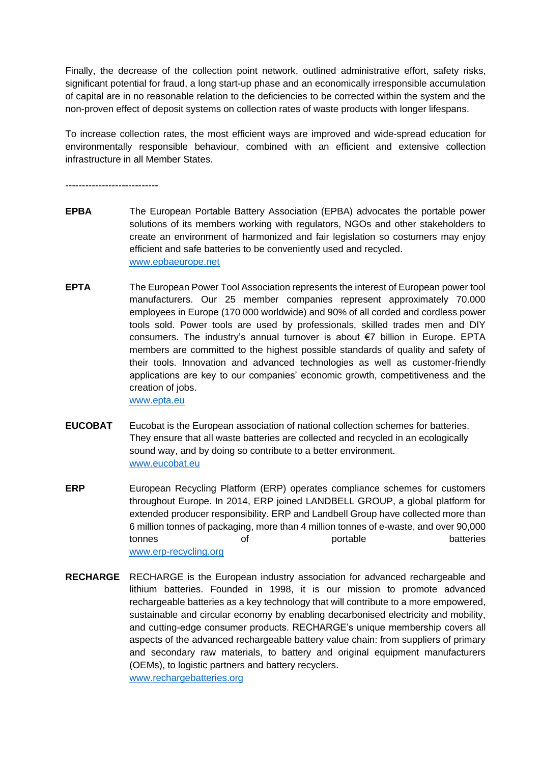Finally, the decrease of the collection point network, outlined administrative effort, safety risks, significant potential for fraud, a long start-up phase and an economically irresponsible accumulation of capital are in no reasonable relation to the deficiencies to be corrected within the system and the non-proven effect of deposit systems on collection rates of waste products with longer lifespans.

To increase collection rates, the most efficient ways are improved and wide-spread education for environmentally responsible behaviour, combined with an efficient and extensive collection infrastructure in all Member States.

----------------------------

**EPBA** The European Portable Battery Association (EPBA) advocates the portable power solutions of its members working with regulators, NGOs and other stakeholders to create an environment of harmonized and fair legislation so costumers may enjoy efficient and safe batteries to be conveniently used and recycled.
www.epbaeurope.net

**EPTA** The European Power Tool Association represents the interest of European power tool manufacturers. Our 25 member companies represent approximately 70.000 employees in Europe (170 000 worldwide) and 90% of all corded and cordless power tools sold. Power tools are used by professionals, skilled trades men and DIY consumers. The industry's annual turnover is about €7 billion in Europe. EPTA members are committed to the highest possible standards of quality and safety of their tools. Innovation and advanced technologies as well as customer-friendly applications are key to our companies' economic growth, competitiveness and the creation of jobs.
www.epta.eu

**EUCOBAT** Eucobat is the European association of national collection schemes for batteries. They ensure that all waste batteries are collected and recycled in an ecologically sound way, and by doing so contribute to a better environment.
www.eucobat.eu

**ERP** European Recycling Platform (ERP) operates compliance schemes for customers throughout Europe. In 2014, ERP joined LANDBELL GROUP, a global platform for extended producer responsibility. ERP and Landbell Group have collected more than 6 million tonnes of packaging, more than 4 million tonnes of e-waste, and over 90,000 tonnes of portable batteries
www.erp-recycling.org

**RECHARGE** RECHARGE is the European industry association for advanced rechargeable and lithium batteries. Founded in 1998, it is our mission to promote advanced rechargeable batteries as a key technology that will contribute to a more empowered, sustainable and circular economy by enabling decarbonised electricity and mobility, and cutting-edge consumer products. RECHARGE's unique membership covers all aspects of the advanced rechargeable battery value chain: from suppliers of primary and secondary raw materials, to battery and original equipment manufacturers (OEMs), to logistic partners and battery recyclers.
www.rechargebatteries.org